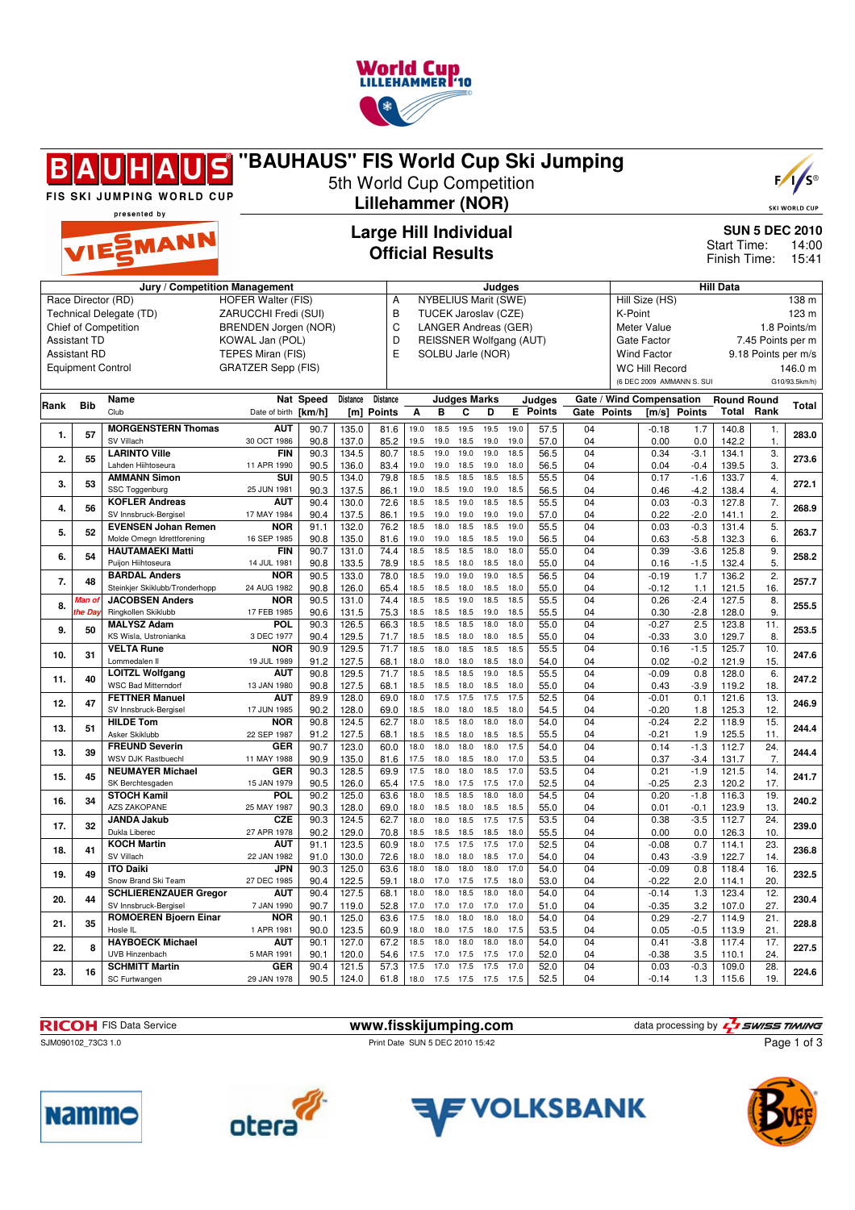# "BAUHAUS" FIS World Cup Ski Jumping

5th World Cup Competition

**Lillehammer (NOR)**

FIS SKI JUMPING WORLD CUP presented by VIESMANN

## Large Hill Individual
## Official Results

**SUN 5 DEC 2010**
Start Time: 14:00
Finish Time: 15:41

| Jury / Competition Management | | Judges | | Hill Data | |
|---|---|---|---|---|---|
| Race Director (RD) | HOFER Walter (FIS) | A | NYBELIUS Marit (SWE) | Hill Size (HS) | 138 m |
| Technical Delegate (TD) | ZARUCCHI Fredi (SUI) | B | TUCEK Jaroslav (CZE) | K-Point | 123 m |
| Chief of Competition | BRENDEN Jorgen (NOR) | C | LANGER Andreas (GER) | Meter Value | 1.8 Points/m |
| Assistant TD | KOWAL Jan (POL) | D | REISSNER Wolfgang (AUT) | Gate Factor | 7.45 Points per m |
| Assistant RD | TEPES Miran (FIS) | E | SOLBU Jarle (NOR) | Wind Factor | 9.18 Points per m/s |
| Equipment Control | GRATZER Sepp (FIS) | | | WC Hill Record | 146.0 m |
| | | | | (6 DEC 2009 AMMANN S. SUI | G10/93.5km/h) |

| Rank | Bib | Name / Club | Nat / Date of birth | Speed [km/h] | Distance [m] | Distance Points | A | B | C | D | E | Judges Points | Gate | Gate Points | Wind [m/s] | Wind Points | Round Total | Round Rank | Total |
|---|---|---|---|---|---|---|---|---|---|---|---|---|---|---|---|---|---|---|---|
| 1. | 57 | MORGENSTERN Thomas | AUT | 90.7 | 135.0 | 81.6 | 19.0 | 18.5 | 19.5 | 19.5 | 19.0 | 57.5 | 04 | | -0.18 | 1.7 | 140.8 | 1. | 283.0 |
| | | SV Villach | 30 OCT 1986 | 90.8 | 137.0 | 85.2 | 19.5 | 19.0 | 18.5 | 19.0 | 19.0 | 57.0 | 04 | | 0.00 | 0.0 | 142.2 | 1. | |
| 2. | 55 | LARINTO Ville | FIN | 90.3 | 134.5 | 80.7 | 18.5 | 19.0 | 19.0 | 19.0 | 18.5 | 56.5 | 04 | | 0.34 | -3.1 | 134.1 | 3. | 273.6 |
| | | Lahden Hiihtoseura | 11 APR 1990 | 90.5 | 136.0 | 83.4 | 19.0 | 19.0 | 18.5 | 19.0 | 18.0 | 56.5 | 04 | | 0.04 | -0.4 | 139.5 | 3. | |
| 3. | 53 | AMMANN Simon | SUI | 90.5 | 134.0 | 79.8 | 18.5 | 18.5 | 18.5 | 18.5 | 18.5 | 55.5 | 04 | | 0.17 | -1.6 | 133.7 | 4. | 272.1 |
| | | SSC Toggenburg | 25 JUN 1981 | 90.3 | 137.5 | 86.1 | 19.0 | 18.5 | 19.0 | 19.0 | 18.5 | 56.5 | 04 | | 0.46 | -4.2 | 138.4 | 4. | |
| 4. | 56 | KOFLER Andreas | AUT | 90.4 | 130.0 | 72.6 | 18.5 | 18.5 | 19.0 | 18.5 | 18.5 | 55.5 | 04 | | 0.03 | -0.3 | 127.8 | 7. | 268.9 |
| | | SV Innsbruck-Bergisel | 17 MAY 1984 | 90.4 | 137.5 | 86.1 | 19.5 | 19.0 | 19.0 | 19.0 | 19.0 | 57.0 | 04 | | 0.22 | -2.0 | 141.1 | 2. | |
| 5. | 52 | EVENSEN Johan Remen | NOR | 91.1 | 132.0 | 76.2 | 18.5 | 18.0 | 18.5 | 18.5 | 19.0 | 55.5 | 04 | | 0.03 | -0.3 | 131.4 | 5. | 263.7 |
| | | Molde Omegn Idrettforening | 16 SEP 1985 | 90.8 | 135.0 | 81.6 | 19.0 | 19.0 | 18.5 | 18.5 | 19.0 | 56.5 | 04 | | 0.63 | -5.8 | 132.3 | 6. | |
| 6. | 54 | HAUTAMAEKI Matti | FIN | 90.7 | 131.0 | 74.4 | 18.5 | 18.5 | 18.5 | 18.0 | 18.0 | 55.0 | 04 | | 0.39 | -3.6 | 125.8 | 9. | 258.2 |
| | | Puijon Hiihtoseura | 14 JUL 1981 | 90.8 | 133.5 | 78.9 | 18.5 | 18.5 | 18.0 | 18.5 | 18.0 | 55.0 | 04 | | 0.16 | -1.5 | 132.4 | 5. | |
| 7. | 48 | BARDAL Anders | NOR | 90.5 | 133.0 | 78.0 | 18.5 | 19.0 | 19.0 | 19.0 | 18.5 | 56.5 | 04 | | -0.19 | 1.7 | 136.2 | 2. | 257.7 |
| | | Steinkjer Skiklubb/Tronderhopp | 24 AUG 1982 | 90.8 | 126.0 | 65.4 | 18.5 | 18.5 | 18.0 | 18.5 | 18.0 | 55.0 | 04 | | -0.12 | 1.1 | 121.5 | 16. | |
| 8. | *Man of the Day* | JACOBSEN Anders | NOR | 90.5 | 131.0 | 74.4 | 18.5 | 18.5 | 19.0 | 18.5 | 18.5 | 55.5 | 04 | | 0.26 | -2.4 | 127.5 | 8. | 255.5 |
| | | Ringkollen Skiklubb | 17 FEB 1985 | 90.6 | 131.5 | 75.3 | 18.5 | 18.5 | 18.5 | 19.0 | 18.5 | 55.5 | 04 | | 0.30 | -2.8 | 128.0 | 9. | |
| 9. | 50 | MALYSZ Adam | POL | 90.3 | 126.5 | 66.3 | 18.5 | 18.5 | 18.5 | 18.0 | 18.0 | 55.0 | 04 | | -0.27 | 2.5 | 123.8 | 11. | 253.5 |
| | | KS Wisla, Ustronianka | 3 DEC 1977 | 90.4 | 129.5 | 71.7 | 18.5 | 18.5 | 18.0 | 18.0 | 18.5 | 55.0 | 04 | | -0.33 | 3.0 | 129.7 | 8. | |
| 10. | 31 | VELTA Rune | NOR | 90.9 | 129.5 | 71.7 | 18.5 | 18.0 | 18.5 | 18.5 | 18.5 | 55.5 | 04 | | 0.16 | -1.5 | 125.7 | 10. | 247.6 |
| | | Lommedalen Il | 19 JUL 1989 | 91.2 | 127.5 | 68.1 | 18.0 | 18.0 | 18.0 | 18.0 | 18.0 | 54.0 | 04 | | 0.02 | -0.2 | 121.9 | 15. | |
| 11. | 40 | LOITZL Wolfgang | AUT | 90.8 | 129.5 | 71.7 | 18.5 | 18.5 | 18.5 | 19.0 | 18.5 | 55.5 | 04 | | -0.09 | 0.8 | 128.0 | 6. | 247.2 |
| | | WSC Bad Mitterndorf | 13 JAN 1980 | 90.8 | 127.5 | 68.1 | 18.5 | 18.5 | 18.0 | 18.5 | 18.0 | 55.0 | 04 | | 0.43 | -3.9 | 119.2 | 18. | |
| 12. | 47 | FETTNER Manuel | AUT | 89.9 | 128.0 | 69.0 | 18.0 | 17.5 | 17.5 | 17.5 | 17.5 | 52.5 | 04 | | -0.01 | 0.1 | 121.6 | 13. | 246.9 |
| | | SV Innsbruck-Bergisel | 17 JUN 1985 | 90.2 | 128.0 | 69.0 | 18.5 | 18.0 | 18.0 | 18.5 | 18.0 | 54.5 | 04 | | -0.20 | 1.8 | 125.3 | 12. | |
| 13. | 51 | HILDE Tom | NOR | 90.8 | 124.5 | 62.7 | 18.0 | 18.5 | 18.0 | 18.0 | 18.0 | 54.0 | 04 | | -0.24 | 2.2 | 118.9 | 15. | 244.4 |
| | | Asker Skiklubb | 22 SEP 1987 | 91.2 | 127.5 | 68.1 | 18.5 | 18.5 | 18.0 | 18.5 | 18.5 | 55.5 | 04 | | -0.21 | 1.9 | 125.5 | 11. | |
| 13. | 39 | FREUND Severin | GER | 90.7 | 123.0 | 60.0 | 18.0 | 18.0 | 18.0 | 18.0 | 17.5 | 54.0 | 04 | | 0.14 | -1.3 | 112.7 | 24. | 244.4 |
| | | WSV DJK Rastbuechl | 11 MAY 1988 | 90.9 | 135.0 | 81.6 | 17.5 | 18.0 | 18.5 | 18.0 | 17.0 | 53.5 | 04 | | 0.37 | -3.4 | 131.7 | 7. | |
| 15. | 45 | NEUMAYER Michael | GER | 90.3 | 128.5 | 69.9 | 17.5 | 18.0 | 18.0 | 18.5 | 17.0 | 53.5 | 04 | | 0.21 | -1.9 | 121.5 | 14. | 241.7 |
| | | SK Berchtesgaden | 15 JAN 1979 | 90.5 | 126.0 | 65.4 | 17.5 | 18.0 | 17.5 | 17.5 | 17.0 | 52.5 | 04 | | -0.25 | 2.3 | 120.2 | 17. | |
| 16. | 34 | STOCH Kamil | POL | 90.2 | 125.0 | 63.6 | 18.0 | 18.5 | 18.5 | 18.0 | 18.0 | 54.5 | 04 | | 0.20 | -1.8 | 116.3 | 19. | 240.2 |
| | | AZS ZAKOPANE | 25 MAY 1987 | 90.3 | 128.0 | 69.0 | 18.0 | 18.5 | 18.0 | 18.5 | 18.5 | 55.0 | 04 | | 0.01 | -0.1 | 123.9 | 13. | |
| 17. | 32 | JANDA Jakub | CZE | 90.3 | 124.5 | 62.7 | 18.0 | 18.0 | 18.5 | 17.5 | 17.5 | 53.5 | 04 | | 0.38 | -3.5 | 112.7 | 24. | 239.0 |
| | | Dukla Liberec | 27 APR 1978 | 90.2 | 129.0 | 70.8 | 18.5 | 18.5 | 18.5 | 18.5 | 18.0 | 55.5 | 04 | | 0.00 | 0.0 | 126.3 | 10. | |
| 18. | 41 | KOCH Martin | AUT | 91.1 | 123.5 | 60.9 | 18.0 | 17.5 | 17.5 | 17.5 | 17.0 | 52.5 | 04 | | -0.08 | 0.7 | 114.1 | 23. | 236.8 |
| | | SV Villach | 22 JAN 1982 | 91.0 | 130.0 | 72.6 | 18.0 | 18.0 | 18.0 | 18.5 | 17.0 | 54.0 | 04 | | 0.43 | -3.9 | 122.7 | 14. | |
| 19. | 49 | ITO Daiki | JPN | 90.3 | 125.0 | 63.6 | 18.0 | 18.0 | 18.0 | 18.0 | 17.0 | 54.0 | 04 | | -0.09 | 0.8 | 118.4 | 16. | 232.5 |
| | | Snow Brand Ski Team | 27 DEC 1985 | 90.4 | 122.5 | 59.1 | 18.0 | 17.0 | 17.5 | 17.5 | 18.0 | 53.0 | 04 | | -0.22 | 2.0 | 114.1 | 20. | |
| 20. | 44 | SCHLIERENZAUER Gregor | AUT | 90.4 | 127.5 | 68.1 | 18.0 | 18.0 | 18.5 | 18.0 | 18.0 | 54.0 | 04 | | -0.14 | 1.3 | 123.4 | 12. | 230.4 |
| | | SV Innsbruck-Bergisel | 7 JAN 1990 | 90.7 | 119.0 | 52.8 | 17.0 | 17.0 | 17.0 | 17.0 | 17.0 | 51.0 | 04 | | -0.35 | 3.2 | 107.0 | 27. | |
| 21. | 35 | ROMOEREN Bjoern Einar | NOR | 90.1 | 125.0 | 63.6 | 17.5 | 18.0 | 18.0 | 18.0 | 18.0 | 54.0 | 04 | | 0.29 | -2.7 | 114.9 | 21. | 228.8 |
| | | Hosle IL | 1 APR 1981 | 90.0 | 123.5 | 60.9 | 18.0 | 18.0 | 17.5 | 18.0 | 17.5 | 53.5 | 04 | | 0.05 | -0.5 | 113.9 | 21. | |
| 22. | 8 | HAYBOECK Michael | AUT | 90.1 | 127.0 | 67.2 | 18.5 | 18.0 | 18.0 | 18.0 | 18.0 | 54.0 | 04 | | 0.41 | -3.8 | 117.4 | 17. | 227.5 |
| | | UVB Hinzenbach | 5 MAR 1991 | 90.1 | 120.0 | 54.6 | 17.5 | 17.0 | 17.5 | 17.5 | 17.0 | 52.0 | 04 | | -0.38 | 3.5 | 110.1 | 24. | |
| 23. | 16 | SCHMITT Martin | GER | 90.4 | 121.5 | 57.3 | 17.5 | 17.0 | 17.5 | 17.5 | 17.0 | 52.0 | 04 | | 0.03 | -0.3 | 109.0 | 28. | 224.6 |
| | | SC Furtwangen | 29 JAN 1978 | 90.5 | 124.0 | 61.8 | 18.0 | 17.5 | 17.5 | 17.5 | 17.5 | 52.5 | 04 | | -0.14 | 1.3 | 115.6 | 19. | |

RICOH FIS Data Service | www.fisskijumping.com | data processing by SWISS TIMING

SJM090102_73C3 1.0 | Print Date SUN 5 DEC 2010 15:42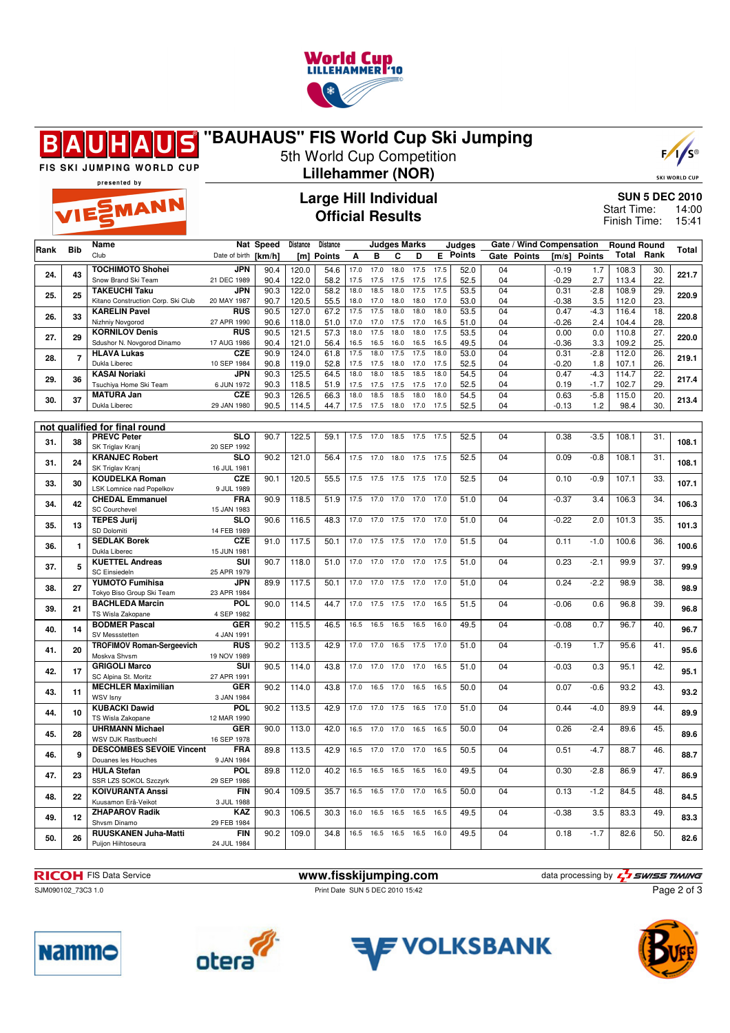# "BAUHAUS" FIS World Cup Ski Jumping

5th World Cup Competition

**Lillehammer (NOR)**

## Large Hill Individual
## Official Results

**SUN 5 DEC 2010**
Start Time: 14:00
Finish Time: 15:41

| Rank | Bib | Name / Club | Nat / Date of birth | Speed [km/h] | Distance [m] | Distance Points | A | B | C | D | E | Judges Points | Gate | Gate Points | Wind [m/s] | Wind Points | Round Total | Round Rank | Total |
|---|---|---|---|---|---|---|---|---|---|---|---|---|---|---|---|---|---|---|---|
| 24. | 43 | **TOCHIMOTO Shohei** | **JPN** | 90.4 | 120.0 | 54.6 | 17.0 | 17.0 | 18.0 | 17.5 | 17.5 | 52.0 | 04 | | -0.19 | 1.7 | 108.3 | 30. | 221.7 |
| | | Snow Brand Ski Team | 21 DEC 1989 | 90.4 | 122.0 | 58.2 | 17.5 | 17.5 | 17.5 | 17.5 | 17.5 | 52.5 | 04 | | -0.29 | 2.7 | 113.4 | 22. | |
| 25. | 25 | **TAKEUCHI Taku** | **JPN** | 90.3 | 122.0 | 58.2 | 18.0 | 18.5 | 18.0 | 17.5 | 17.5 | 53.5 | 04 | | 0.31 | -2.8 | 108.9 | 29. | 220.9 |
| | | Kitano Construction Corp. Ski Club | 20 MAY 1987 | 90.7 | 120.5 | 55.5 | 18.0 | 17.0 | 18.0 | 18.0 | 17.0 | 53.0 | 04 | | -0.38 | 3.5 | 112.0 | 23. | |
| 26. | 33 | **KARELIN Pavel** | **RUS** | 90.5 | 127.0 | 67.2 | 17.5 | 17.5 | 18.0 | 18.0 | 18.0 | 53.5 | 04 | | 0.47 | -4.3 | 116.4 | 18. | 220.8 |
| | | Nizhniy Novgorod | 27 APR 1990 | 90.6 | 118.0 | 51.0 | 17.0 | 17.0 | 17.5 | 17.0 | 16.5 | 51.0 | 04 | | -0.26 | 2.4 | 104.4 | 28. | |
| 27. | 29 | **KORNILOV Denis** | **RUS** | 90.5 | 121.5 | 57.3 | 18.0 | 17.5 | 18.0 | 18.0 | 17.5 | 53.5 | 04 | | 0.00 | 0.0 | 110.8 | 27. | 220.0 |
| | | Sdushor N. Novgorod Dinamo | 17 AUG 1986 | 90.4 | 121.0 | 56.4 | 16.5 | 16.5 | 16.0 | 16.5 | 16.5 | 49.5 | 04 | | -0.36 | 3.3 | 109.2 | 25. | |
| 28. | 7 | **HLAVA Lukas** | **CZE** | 90.9 | 124.0 | 61.8 | 17.5 | 18.0 | 17.5 | 17.5 | 18.0 | 53.0 | 04 | | 0.31 | -2.8 | 112.0 | 26. | 219.1 |
| | | Dukla Liberec | 10 SEP 1984 | 90.8 | 119.0 | 52.8 | 17.5 | 17.5 | 18.0 | 17.0 | 17.5 | 52.5 | 04 | | -0.20 | 1.8 | 107.1 | 26. | |
| 29. | 36 | **KASAI Noriaki** | **JPN** | 90.3 | 125.5 | 64.5 | 18.0 | 18.0 | 18.5 | 18.5 | 18.0 | 54.5 | 04 | | 0.47 | -4.3 | 114.7 | 22. | 217.4 |
| | | Tsuchiya Home Ski Team | 6 JUN 1972 | 90.3 | 118.5 | 51.9 | 17.5 | 17.5 | 17.5 | 17.5 | 17.0 | 52.5 | 04 | | 0.19 | -1.7 | 102.7 | 29. | |
| 30. | 37 | **MATURA Jan** | **CZE** | 90.3 | 126.5 | 66.3 | 18.0 | 18.5 | 18.5 | 18.0 | 18.0 | 54.5 | 04 | | 0.63 | -5.8 | 115.0 | 20. | 213.4 |
| | | Dukla Liberec | 29 JAN 1980 | 90.5 | 114.5 | 44.7 | 17.5 | 17.5 | 18.0 | 17.0 | 17.5 | 52.5 | 04 | | -0.13 | 1.2 | 98.4 | 30. | |

**not qualified for final round**

| Rank | Bib | Name / Club | Nat / Date of birth | Speed [km/h] | Distance [m] | Distance Points | A | B | C | D | E | Judges Points | Gate | Gate Points | Wind [m/s] | Wind Points | Round Total | Round Rank | Total |
|---|---|---|---|---|---|---|---|---|---|---|---|---|---|---|---|---|---|---|---|
| 31. | 38 | **PREVC Peter** / SK Triglav Kranj | **SLO** / 20 SEP 1992 | 90.7 | 122.5 | 59.1 | 17.5 | 17.0 | 18.5 | 17.5 | 17.5 | 52.5 | 04 | | 0.38 | -3.5 | 108.1 | 31. | 108.1 |
| 31. | 24 | **KRANJEC Robert** / SK Triglav Kranj | **SLO** / 16 JUL 1981 | 90.2 | 121.0 | 56.4 | 17.5 | 17.0 | 18.0 | 17.5 | 17.5 | 52.5 | 04 | | 0.09 | -0.8 | 108.1 | 31. | 108.1 |
| 33. | 30 | **KOUDELKA Roman** / LSK Lomnice nad Popelkov | **CZE** / 9 JUL 1989 | 90.1 | 120.5 | 55.5 | 17.5 | 17.5 | 17.5 | 17.5 | 17.0 | 52.5 | 04 | | 0.10 | -0.9 | 107.1 | 33. | 107.1 |
| 34. | 42 | **CHEDAL Emmanuel** / SC Courchevel | **FRA** / 15 JAN 1983 | 90.9 | 118.5 | 51.9 | 17.5 | 17.0 | 17.0 | 17.0 | 17.0 | 51.0 | 04 | | -0.37 | 3.4 | 106.3 | 34. | 106.3 |
| 35. | 13 | **TEPES Jurij** / SD Dolomiti | **SLO** / 14 FEB 1989 | 90.6 | 116.5 | 48.3 | 17.0 | 17.0 | 17.5 | 17.0 | 17.0 | 51.0 | 04 | | -0.22 | 2.0 | 101.3 | 35. | 101.3 |
| 36. | 1 | **SEDLAK Borek** / Dukla Liberec | **CZE** / 15 JUN 1981 | 91.0 | 117.5 | 50.1 | 17.0 | 17.5 | 17.5 | 17.0 | 17.0 | 51.5 | 04 | | 0.11 | -1.0 | 100.6 | 36. | 100.6 |
| 37. | 5 | **KUETTEL Andreas** / SC Einsiedeln | **SUI** / 25 APR 1979 | 90.7 | 118.0 | 51.0 | 17.0 | 17.0 | 17.0 | 17.0 | 17.5 | 51.0 | 04 | | 0.23 | -2.1 | 99.9 | 37. | 99.9 |
| 38. | 27 | **YUMOTO Fumihisa** / Tokyo Biso Group Ski Team | **JPN** / 23 APR 1984 | 89.9 | 117.5 | 50.1 | 17.0 | 17.0 | 17.5 | 17.0 | 17.0 | 51.0 | 04 | | 0.24 | -2.2 | 98.9 | 38. | 98.9 |
| 39. | 21 | **BACHLEDA Marcin** / TS Wisla Zakopane | **POL** / 4 SEP 1982 | 90.0 | 114.5 | 44.7 | 17.0 | 17.5 | 17.5 | 17.0 | 16.5 | 51.5 | 04 | | -0.06 | 0.6 | 96.8 | 39. | 96.8 |
| 40. | 14 | **BODMER Pascal** / SV Messstetten | **GER** / 4 JAN 1991 | 90.2 | 115.5 | 46.5 | 16.5 | 16.5 | 16.5 | 16.5 | 16.0 | 49.5 | 04 | | -0.08 | 0.7 | 96.7 | 40. | 96.7 |
| 41. | 20 | **TROFIMOV Roman-Sergeevich** / Moskva Shvsm | **RUS** / 19 NOV 1989 | 90.2 | 113.5 | 42.9 | 17.0 | 17.0 | 16.5 | 17.5 | 17.0 | 51.0 | 04 | | -0.19 | 1.7 | 95.6 | 41. | 95.6 |
| 42. | 17 | **GRIGOLI Marco** / SC Alpina St. Moritz | **SUI** / 27 APR 1991 | 90.5 | 114.0 | 43.8 | 17.0 | 17.0 | 17.0 | 17.0 | 16.5 | 51.0 | 04 | | -0.03 | 0.3 | 95.1 | 42. | 95.1 |
| 43. | 11 | **MECHLER Maximilian** / WSV Isny | **GER** / 3 JAN 1984 | 90.2 | 114.0 | 43.8 | 17.0 | 16.5 | 17.0 | 16.5 | 16.5 | 50.0 | 04 | | 0.07 | -0.6 | 93.2 | 43. | 93.2 |
| 44. | 10 | **KUBACKI Dawid** / TS Wisla Zakopane | **POL** / 12 MAR 1990 | 90.2 | 113.5 | 42.9 | 17.0 | 17.0 | 17.5 | 16.5 | 17.0 | 51.0 | 04 | | 0.44 | -4.0 | 89.9 | 44. | 89.9 |
| 45. | 28 | **UHRMANN Michael** / WSV DJK Rastbuechl | **GER** / 16 SEP 1978 | 90.0 | 113.0 | 42.0 | 16.5 | 17.0 | 17.0 | 16.5 | 16.5 | 50.0 | 04 | | 0.26 | -2.4 | 89.6 | 45. | 89.6 |
| 46. | 9 | **DESCOMBES SEVOIE Vincent** / Douanes les Houches | **FRA** / 9 JAN 1984 | 89.8 | 113.5 | 42.9 | 16.5 | 17.0 | 17.0 | 17.0 | 16.5 | 50.5 | 04 | | 0.51 | -4.7 | 88.7 | 46. | 88.7 |
| 47. | 23 | **HULA Stefan** / SSR LZS SOKOL Szczyrk | **POL** / 29 SEP 1986 | 89.8 | 112.0 | 40.2 | 16.5 | 16.5 | 16.5 | 16.5 | 16.0 | 49.5 | 04 | | 0.30 | -2.8 | 86.9 | 47. | 86.9 |
| 48. | 22 | **KOIVURANTA Anssi** / Kuusamon Erä-Veikot | **FIN** / 3 JUL 1988 | 90.4 | 109.5 | 35.7 | 16.5 | 16.5 | 17.0 | 17.0 | 16.5 | 50.0 | 04 | | 0.13 | -1.2 | 84.5 | 48. | 84.5 |
| 49. | 12 | **ZHAPAROV Radik** / Shvsm Dinamo | **KAZ** / 29 FEB 1984 | 90.3 | 106.5 | 30.3 | 16.0 | 16.5 | 16.5 | 16.5 | 16.5 | 49.5 | 04 | | -0.38 | 3.5 | 83.3 | 49. | 83.3 |
| 50. | 26 | **RUUSKANEN Juha-Matti** / Puijon Hiihtoseura | **FIN** / 24 JUL 1984 | 90.2 | 109.0 | 34.8 | 16.5 | 16.5 | 16.5 | 16.5 | 16.0 | 49.5 | 04 | | 0.18 | -1.7 | 82.6 | 50. | 82.6 |

RICOH FIS Data Service — www.fisskijumping.com — data processing by SWISS TIMING

SJM090102_73C3 1.0 — Print Date SUN 5 DEC 2010 15:42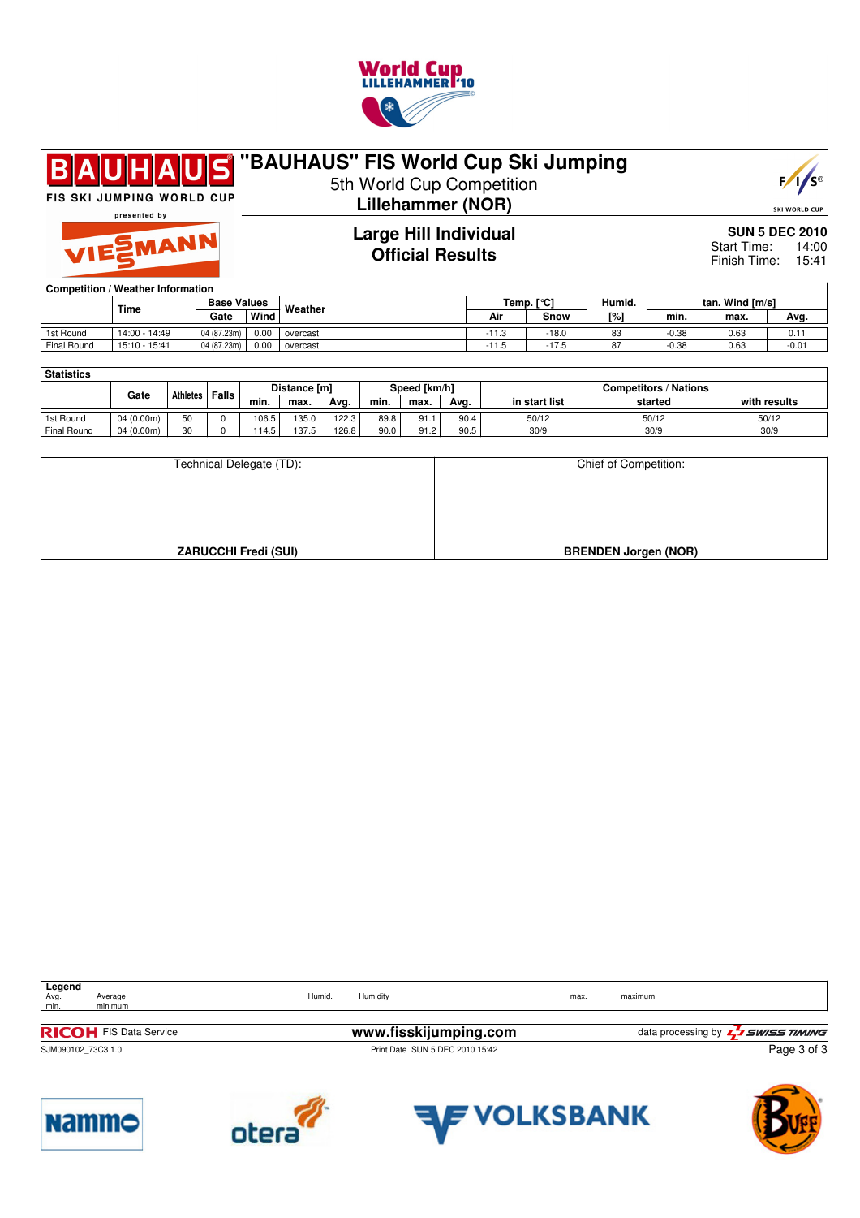# "BAUHAUS" FIS World Cup Ski Jumping

5th World Cup Competition

**Lillehammer (NOR)**

FIS SKI JUMPING WORLD CUP presented by VIESSMANN

## Large Hill Individual
## Official Results

**SUN 5 DEC 2010**
Start Time: 14:00
Finish Time: 15:41

**Competition / Weather Information**

| | Time | Base Values | | Weather | Temp. [°C] | | Humid. | tan. Wind [m/s] | | |
|---|---|---|---|---|---|---|---|---|---|---|
| | | Gate | Wind | | Air | Snow | [%] | min. | max. | Avg. |
| 1st Round | 14:00 - 14:49 | 04 (87.23m) | 0.00 | overcast | -11.3 | -18.0 | 83 | -0.38 | 0.63 | 0.11 |
| Final Round | 15:10 - 15:41 | 04 (87.23m) | 0.00 | overcast | -11.5 | -17.5 | 87 | -0.38 | 0.63 | -0.01 |

**Statistics**

| | Gate | Athletes | Falls | Distance [m] | | | Speed [km/h] | | | Competitors / Nations | | |
|---|---|---|---|---|---|---|---|---|---|---|---|---|
| | | | | min. | max. | Avg. | min. | max. | Avg. | in start list | started | with results |
| 1st Round | 04 (0.00m) | 50 | 0 | 106.5 | 135.0 | 122.3 | 89.8 | 91.1 | 90.4 | 50/12 | 50/12 | 50/12 |
| Final Round | 04 (0.00m) | 30 | 0 | 114.5 | 137.5 | 126.8 | 90.0 | 91.2 | 90.5 | 30/9 | 30/9 | 30/9 |

| Technical Delegate (TD): | Chief of Competition: |
|---|---|
| **ZARUCCHI Fredi (SUI)** | **BRENDEN Jorgen (NOR)** |

**Legend**

| | | | | | |
|---|---|---|---|---|---|
| Avg. | Average | Humid. | Humidity | max. | maximum |
| min. | minimum | | | | |

RICOH FIS Data Service — www.fisskijumping.com — data processing by SWISS TIMING

SJM090102_73C3 1.0 — Print Date SUN 5 DEC 2010 15:42